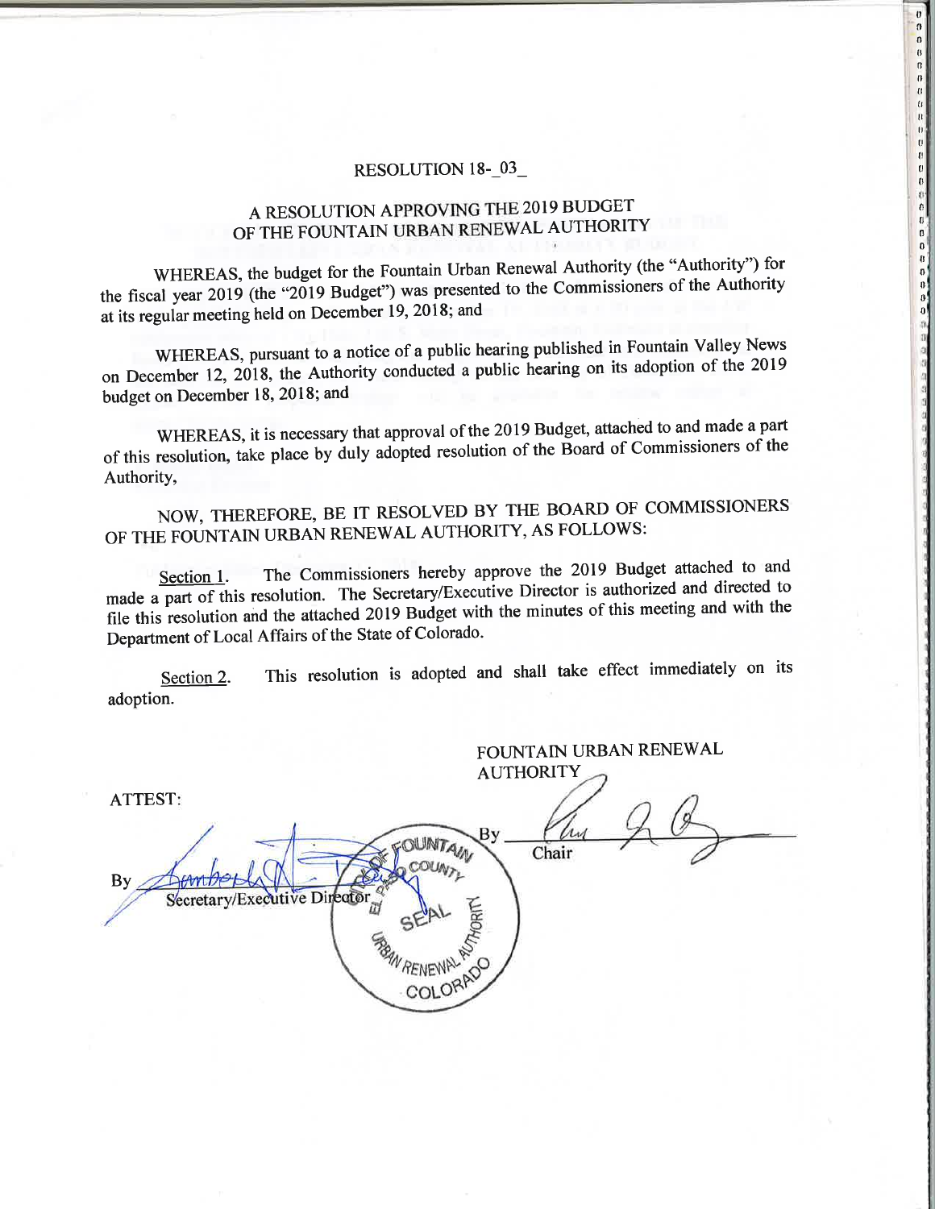RESOLUTION 18-_03_

A RESOLUTION APPROVING THE 2019 BUDGET
OF THE FOUNTAIN URBAN RENEWAL AUTHORITY

WHEREAS, the budget for the Fountain Urban Renewal Authority (the "Authority") for the fiscal year 2019 (the "2019 Budget") was presented to the Commissioners of the Authority at its regular meeting held on December 19, 2018; and

WHEREAS, pursuant to a notice of a public hearing published in Fountain Valley News on December 12, 2018, the Authority conducted a public hearing on its adoption of the 2019 budget on December 18, 2018; and

WHEREAS, it is necessary that approval of the 2019 Budget, attached to and made a part of this resolution, take place by duly adopted resolution of the Board of Commissioners of the Authority,

NOW, THEREFORE, BE IT RESOLVED BY THE BOARD OF COMMISSIONERS OF THE FOUNTAIN URBAN RENEWAL AUTHORITY, AS FOLLOWS:

Section 1. The Commissioners hereby approve the 2019 Budget attached to and made a part of this resolution. The Secretary/Executive Director is authorized and directed to file this resolution and the attached 2019 Budget with the minutes of this meeting and with the Department of Local Affairs of the State of Colorado.

Section 2. This resolution is adopted and shall take effect immediately on its adoption.

FOUNTAIN URBAN RENEWAL AUTHORITY

By ______________________
Chair

ATTEST:

By ______________________
Secretary/Executive Director

CITY OF FOUNTAIN, EL PASO COUNTY, URBAN RENEWAL AUTHORITY, COLORADO — SEAL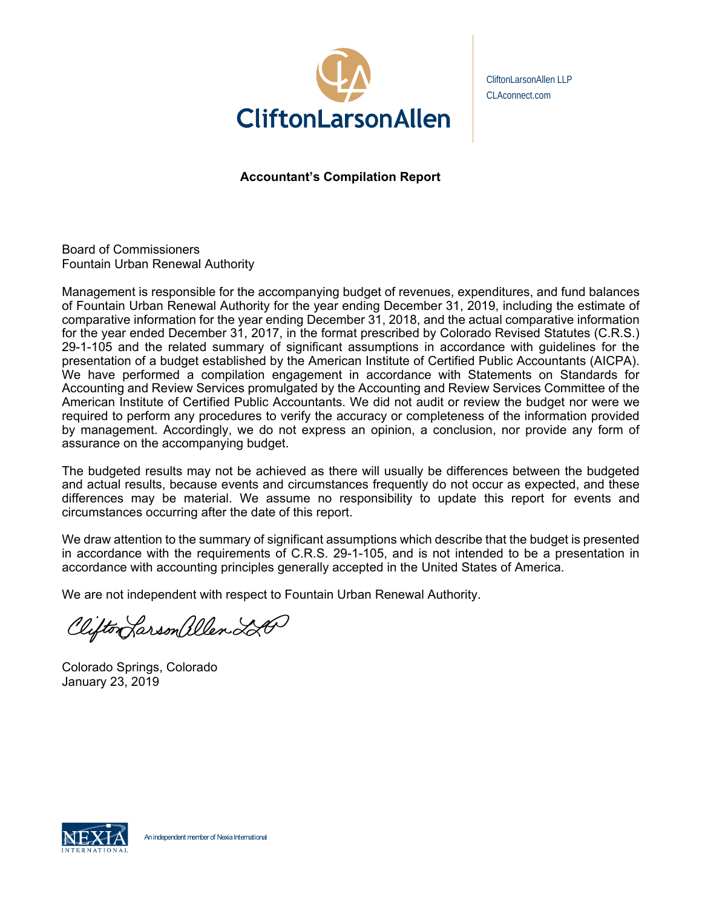CliftonLarsonAllen

CliftonLarsonAllen LLP
CLAconnect.com

## Accountant's Compilation Report

Board of Commissioners
Fountain Urban Renewal Authority

Management is responsible for the accompanying budget of revenues, expenditures, and fund balances of Fountain Urban Renewal Authority for the year ending December 31, 2019, including the estimate of comparative information for the year ending December 31, 2018, and the actual comparative information for the year ended December 31, 2017, in the format prescribed by Colorado Revised Statutes (C.R.S.) 29-1-105 and the related summary of significant assumptions in accordance with guidelines for the presentation of a budget established by the American Institute of Certified Public Accountants (AICPA). We have performed a compilation engagement in accordance with Statements on Standards for Accounting and Review Services promulgated by the Accounting and Review Services Committee of the American Institute of Certified Public Accountants. We did not audit or review the budget nor were we required to perform any procedures to verify the accuracy or completeness of the information provided by management. Accordingly, we do not express an opinion, a conclusion, nor provide any form of assurance on the accompanying budget.

The budgeted results may not be achieved as there will usually be differences between the budgeted and actual results, because events and circumstances frequently do not occur as expected, and these differences may be material. We assume no responsibility to update this report for events and circumstances occurring after the date of this report.

We draw attention to the summary of significant assumptions which describe that the budget is presented in accordance with the requirements of C.R.S. 29-1-105, and is not intended to be a presentation in accordance with accounting principles generally accepted in the United States of America.

We are not independent with respect to Fountain Urban Renewal Authority.

*CliftonLarsonAllen LLP*

Colorado Springs, Colorado
January 23, 2019

An independent member of Nexia International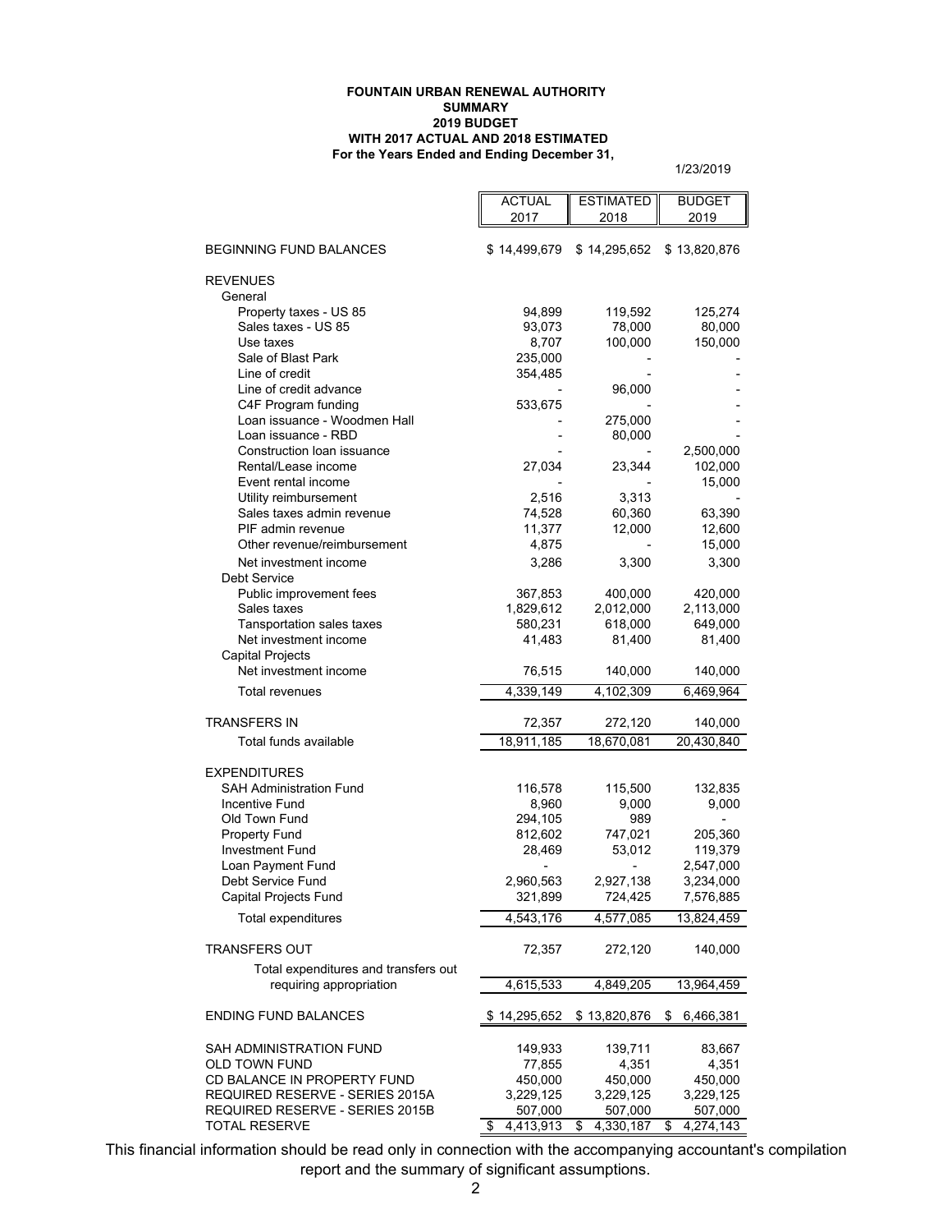**FOUNTAIN URBAN RENEWAL AUTHORITY**
**SUMMARY**
**2019 BUDGET**
**WITH 2017 ACTUAL AND 2018 ESTIMATED**
**For the Years Ended and Ending December 31,**

1/23/2019

| | ACTUAL 2017 | ESTIMATED 2018 | BUDGET 2019 |
|---|---|---|---|
| BEGINNING FUND BALANCES | $ 14,499,679 | $ 14,295,652 | $ 13,820,876 |
| REVENUES | | | |
| General | | | |
| Property taxes - US 85 | 94,899 | 119,592 | 125,274 |
| Sales taxes - US 85 | 93,073 | 78,000 | 80,000 |
| Use taxes | 8,707 | 100,000 | 150,000 |
| Sale of Blast Park | 235,000 | - | - |
| Line of credit | 354,485 | - | - |
| Line of credit advance | - | 96,000 | - |
| C4F Program funding | 533,675 | - | - |
| Loan issuance - Woodmen Hall | - | 275,000 | - |
| Loan issuance - RBD | - | 80,000 | - |
| Construction loan issuance | - | - | 2,500,000 |
| Rental/Lease income | 27,034 | 23,344 | 102,000 |
| Event rental income | - | - | 15,000 |
| Utility reimbursement | 2,516 | 3,313 | - |
| Sales taxes admin revenue | 74,528 | 60,360 | 63,390 |
| PIF admin revenue | 11,377 | 12,000 | 12,600 |
| Other revenue/reimbursement | 4,875 | - | 15,000 |
| Net investment income | 3,286 | 3,300 | 3,300 |
| Debt Service | | | |
| Public improvement fees | 367,853 | 400,000 | 420,000 |
| Sales taxes | 1,829,612 | 2,012,000 | 2,113,000 |
| Tansportation sales taxes | 580,231 | 618,000 | 649,000 |
| Net investment income | 41,483 | 81,400 | 81,400 |
| Capital Projects | | | |
| Net investment income | 76,515 | 140,000 | 140,000 |
| Total revenues | 4,339,149 | 4,102,309 | 6,469,964 |
| TRANSFERS IN | 72,357 | 272,120 | 140,000 |
| Total funds available | 18,911,185 | 18,670,081 | 20,430,840 |
| EXPENDITURES | | | |
| SAH Administration Fund | 116,578 | 115,500 | 132,835 |
| Incentive Fund | 8,960 | 9,000 | 9,000 |
| Old Town Fund | 294,105 | 989 | - |
| Property Fund | 812,602 | 747,021 | 205,360 |
| Investment Fund | 28,469 | 53,012 | 119,379 |
| Loan Payment Fund | - | - | 2,547,000 |
| Debt Service Fund | 2,960,563 | 2,927,138 | 3,234,000 |
| Capital Projects Fund | 321,899 | 724,425 | 7,576,885 |
| Total expenditures | 4,543,176 | 4,577,085 | 13,824,459 |
| TRANSFERS OUT | 72,357 | 272,120 | 140,000 |
| Total expenditures and transfers out requiring appropriation | 4,615,533 | 4,849,205 | 13,964,459 |
| ENDING FUND BALANCES | $ 14,295,652 | $ 13,820,876 | $ 6,466,381 |
| SAH ADMINISTRATION FUND | 149,933 | 139,711 | 83,667 |
| OLD TOWN FUND | 77,855 | 4,351 | 4,351 |
| CD BALANCE IN PROPERTY FUND | 450,000 | 450,000 | 450,000 |
| REQUIRED RESERVE - SERIES 2015A | 3,229,125 | 3,229,125 | 3,229,125 |
| REQUIRED RESERVE - SERIES 2015B | 507,000 | 507,000 | 507,000 |
| TOTAL RESERVE | $ 4,413,913 | $ 4,330,187 | $ 4,274,143 |

This financial information should be read only in connection with the accompanying accountant's compilation report and the summary of significant assumptions.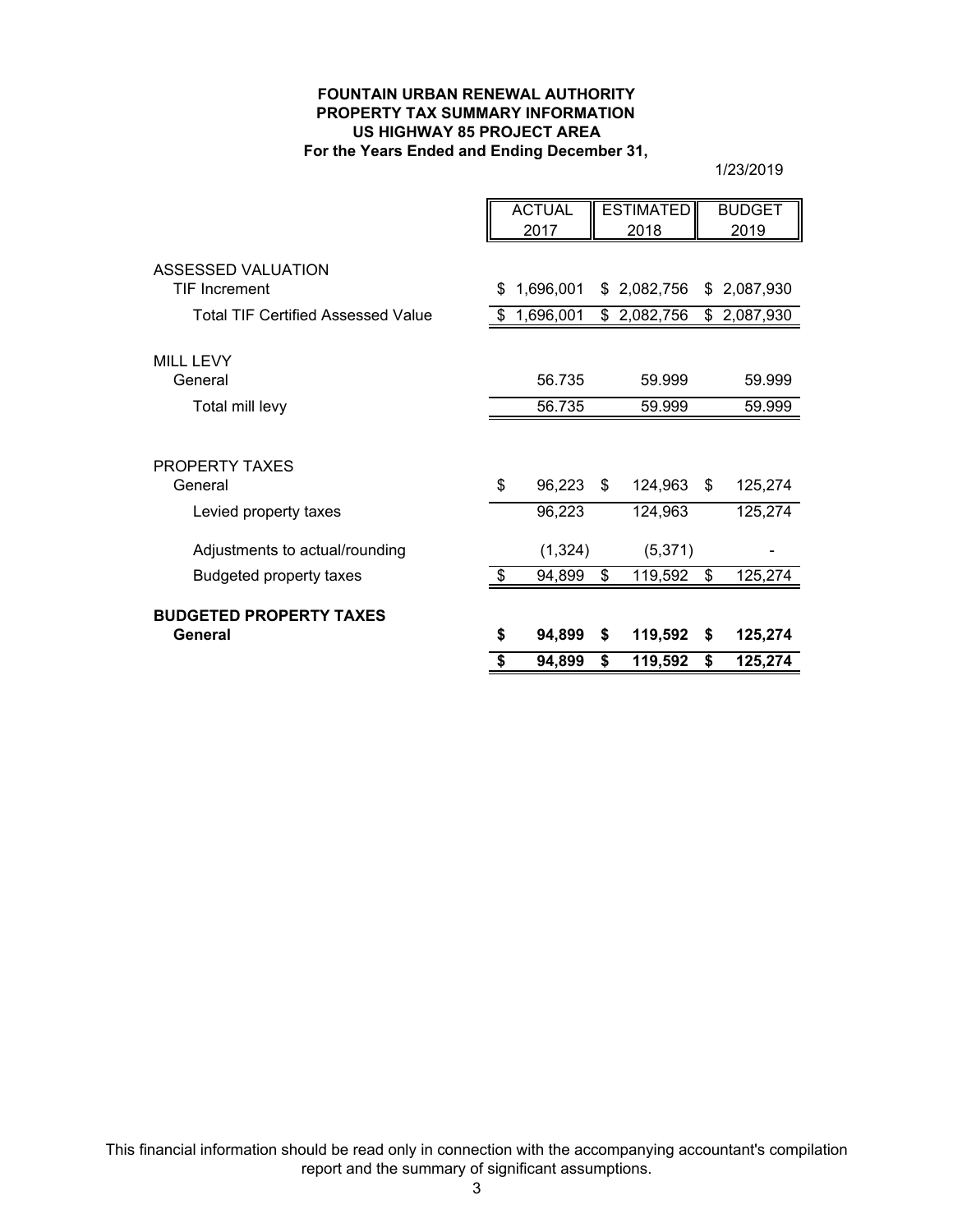**FOUNTAIN URBAN RENEWAL AUTHORITY**
**PROPERTY TAX SUMMARY INFORMATION**
**US HIGHWAY 85 PROJECT AREA**
**For the Years Ended and Ending December 31,**

1/23/2019

| | ACTUAL 2017 | ESTIMATED 2018 | BUDGET 2019 |
|---|---|---|---|
| ASSESSED VALUATION | | | |
| TIF Increment | $ 1,696,001 | $ 2,082,756 | $ 2,087,930 |
| Total TIF Certified Assessed Value | $ 1,696,001 | $ 2,082,756 | $ 2,087,930 |
| | | | |
| MILL LEVY | | | |
| General | 56.735 | 59.999 | 59.999 |
| Total mill levy | 56.735 | 59.999 | 59.999 |
| | | | |
| PROPERTY TAXES | | | |
| General | $ 96,223 | $ 124,963 | $ 125,274 |
| Levied property taxes | 96,223 | 124,963 | 125,274 |
| Adjustments to actual/rounding | (1,324) | (5,371) | - |
| Budgeted property taxes | $ 94,899 | $ 119,592 | $ 125,274 |
| | | | |
| **BUDGETED PROPERTY TAXES** | | | |
| **General** | **$ 94,899** | **$ 119,592** | **$ 125,274** |
| | **$ 94,899** | **$ 119,592** | **$ 125,274** |

This financial information should be read only in connection with the accompanying accountant's compilation report and the summary of significant assumptions.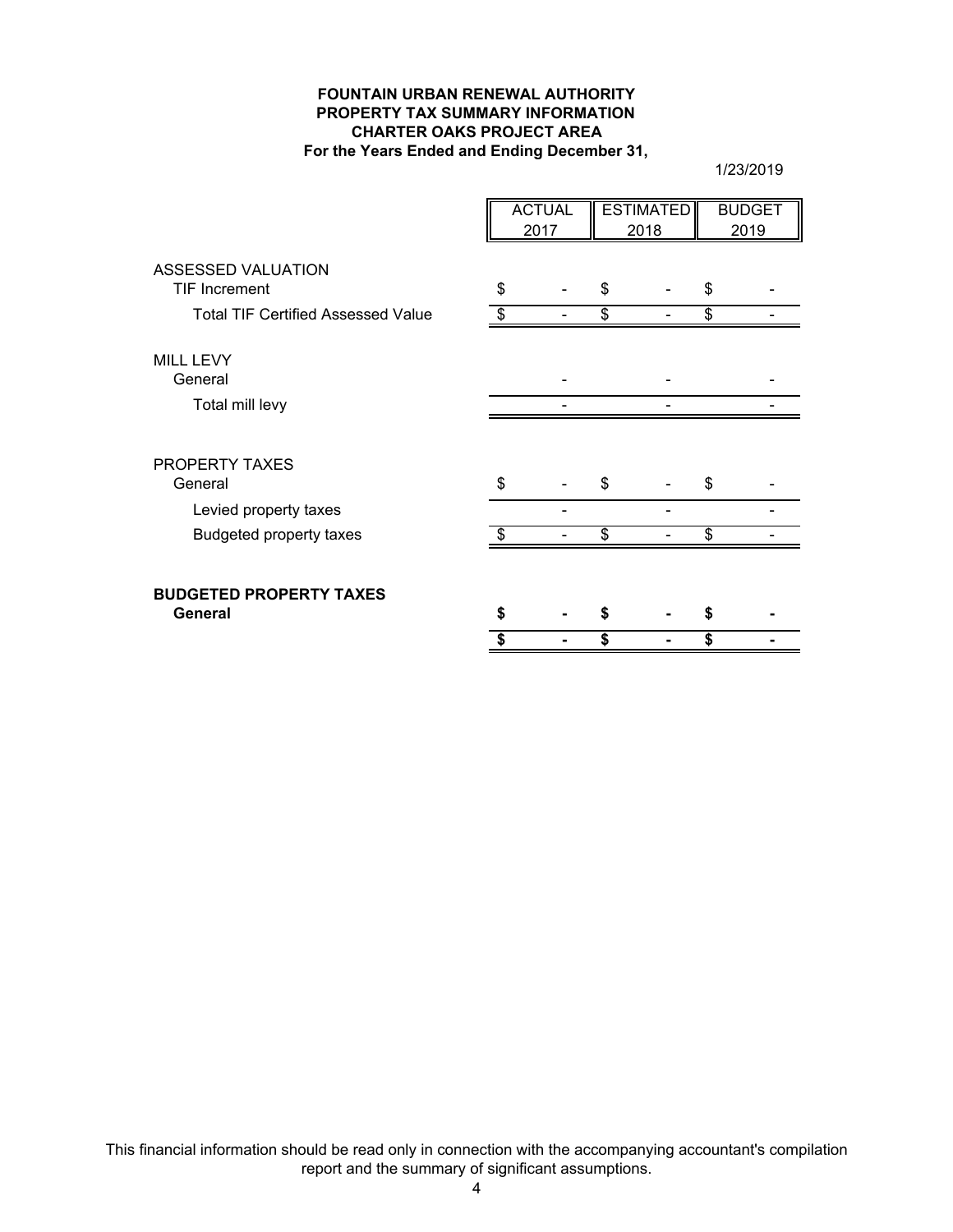**FOUNTAIN URBAN RENEWAL AUTHORITY**
**PROPERTY TAX SUMMARY INFORMATION**
**CHARTER OAKS PROJECT AREA**
**For the Years Ended and Ending December 31,**

1/23/2019

| | ACTUAL 2017 | ESTIMATED 2018 | BUDGET 2019 |
|---|---|---|---|
| ASSESSED VALUATION | | | |
| TIF Increment | $ - | $ - | $ - |
| Total TIF Certified Assessed Value | $ - | $ - | $ - |
| MILL LEVY | | | |
| General | - | - | - |
| Total mill levy | - | - | - |
| PROPERTY TAXES | | | |
| General | $ - | $ - | $ - |
| Levied property taxes | - | - | - |
| Budgeted property taxes | $ - | $ - | $ - |
| **BUDGETED PROPERTY TAXES** | | | |
| **General** | **$ -** | **$ -** | **$ -** |
| | **$ -** | **$ -** | **$ -** |

This financial information should be read only in connection with the accompanying accountant's compilation report and the summary of significant assumptions.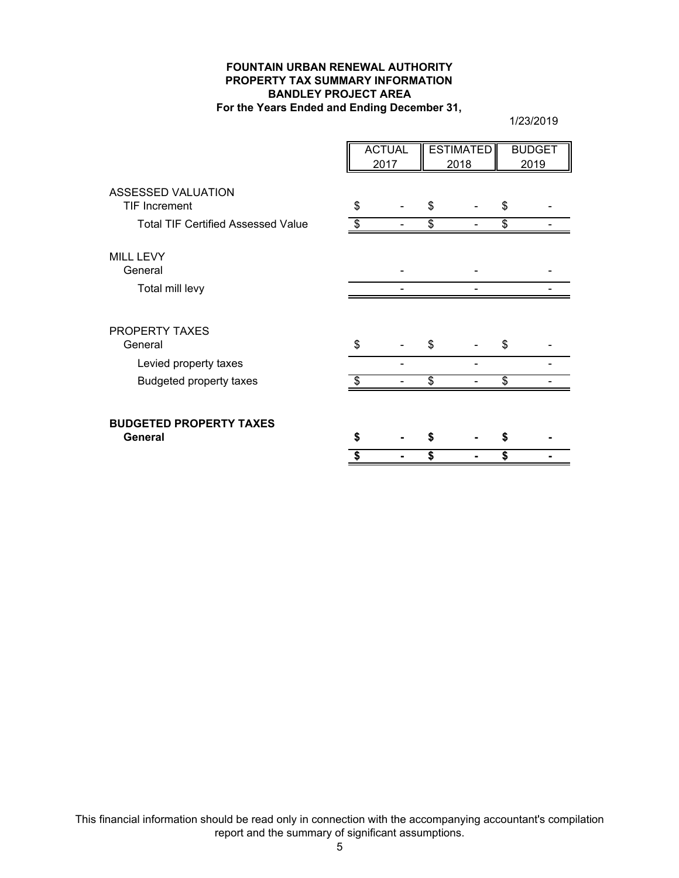**FOUNTAIN URBAN RENEWAL AUTHORITY**
**PROPERTY TAX SUMMARY INFORMATION**
**BANDLEY PROJECT AREA**
**For the Years Ended and Ending December 31,**

1/23/2019

| | ACTUAL 2017 | ESTIMATED 2018 | BUDGET 2019 |
|---|---|---|---|
| ASSESSED VALUATION | | | |
| TIF Increment | $ - | $ - | $ - |
| Total TIF Certified Assessed Value | $ - | $ - | $ - |
| | | | |
| MILL LEVY | | | |
| General | - | - | - |
| Total mill levy | - | - | - |
| | | | |
| PROPERTY TAXES | | | |
| General | $ - | $ - | $ - |
| Levied property taxes | - | - | - |
| Budgeted property taxes | $ - | $ - | $ - |
| | | | |
| **BUDGETED PROPERTY TAXES** | | | |
| **General** | **$ -** | **$ -** | **$ -** |
| | **$ -** | **$ -** | **$ -** |

This financial information should be read only in connection with the accompanying accountant's compilation report and the summary of significant assumptions.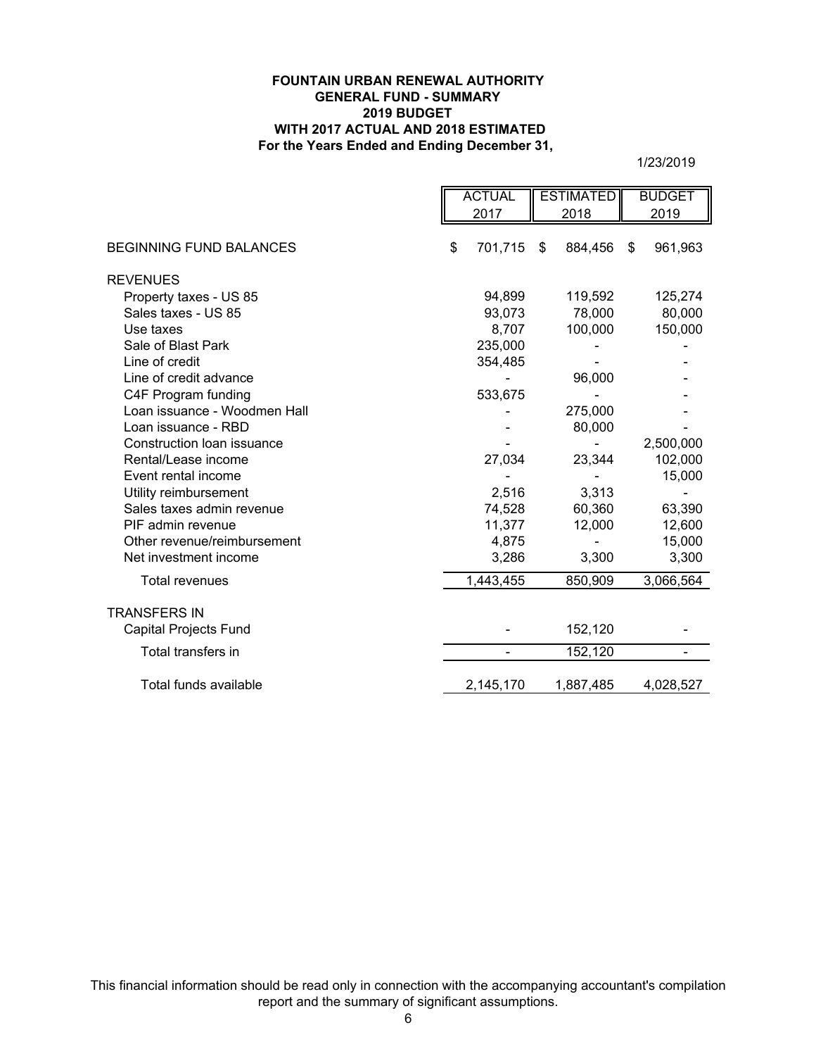**FOUNTAIN URBAN RENEWAL AUTHORITY**
**GENERAL FUND - SUMMARY**
**2019 BUDGET**
**WITH 2017 ACTUAL AND 2018 ESTIMATED**
**For the Years Ended and Ending December 31,**

1/23/2019

| | ACTUAL 2017 | ESTIMATED 2018 | BUDGET 2019 |
|---|---|---|---|
| BEGINNING FUND BALANCES | $ 701,715 | $ 884,456 | $ 961,963 |
| REVENUES | | | |
| Property taxes - US 85 | 94,899 | 119,592 | 125,274 |
| Sales taxes - US 85 | 93,073 | 78,000 | 80,000 |
| Use taxes | 8,707 | 100,000 | 150,000 |
| Sale of Blast Park | 235,000 | - | - |
| Line of credit | 354,485 | - | - |
| Line of credit advance | - | 96,000 | - |
| C4F Program funding | 533,675 | - | - |
| Loan issuance - Woodmen Hall | - | 275,000 | - |
| Loan issuance - RBD | - | 80,000 | - |
| Construction loan issuance | - | - | 2,500,000 |
| Rental/Lease income | 27,034 | 23,344 | 102,000 |
| Event rental income | - | - | 15,000 |
| Utility reimbursement | 2,516 | 3,313 | - |
| Sales taxes admin revenue | 74,528 | 60,360 | 63,390 |
| PIF admin revenue | 11,377 | 12,000 | 12,600 |
| Other revenue/reimbursement | 4,875 | - | 15,000 |
| Net investment income | 3,286 | 3,300 | 3,300 |
| Total revenues | 1,443,455 | 850,909 | 3,066,564 |
| TRANSFERS IN | | | |
| Capital Projects Fund | - | 152,120 | - |
| Total transfers in | - | 152,120 | - |
| Total funds available | 2,145,170 | 1,887,485 | 4,028,527 |

This financial information should be read only in connection with the accompanying accountant's compilation report and the summary of significant assumptions.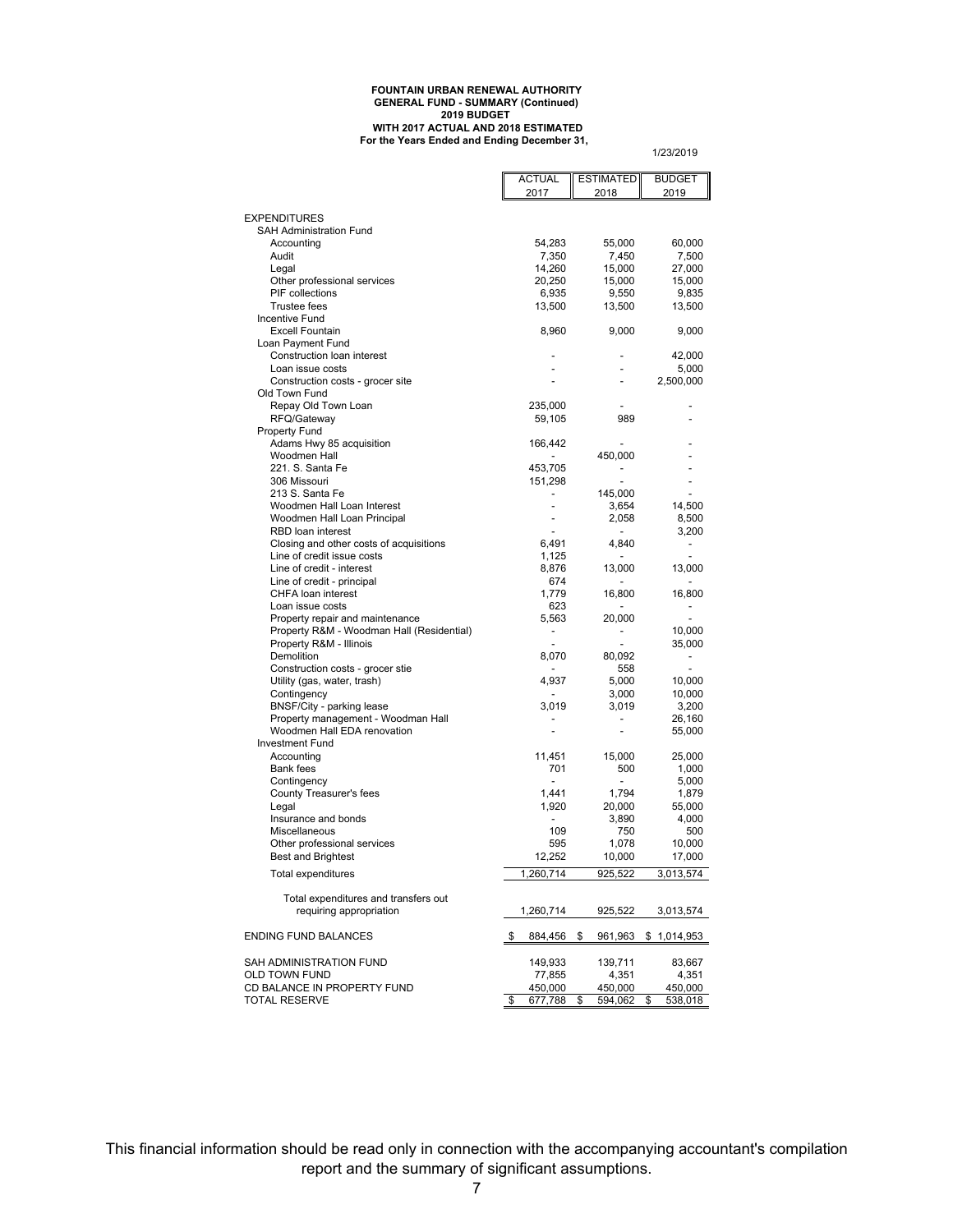**FOUNTAIN URBAN RENEWAL AUTHORITY**
**GENERAL FUND - SUMMARY (Continued)**
**2019 BUDGET**
**WITH 2017 ACTUAL AND 2018 ESTIMATED**
**For the Years Ended and Ending December 31,**

1/23/2019

| | ACTUAL 2017 | ESTIMATED 2018 | BUDGET 2019 |
|---|---|---|---|
| EXPENDITURES | | | |
| SAH Administration Fund | | | |
| Accounting | 54,283 | 55,000 | 60,000 |
| Audit | 7,350 | 7,450 | 7,500 |
| Legal | 14,260 | 15,000 | 27,000 |
| Other professional services | 20,250 | 15,000 | 15,000 |
| PIF collections | 6,935 | 9,550 | 9,835 |
| Trustee fees | 13,500 | 13,500 | 13,500 |
| Incentive Fund | | | |
| Excell Fountain | 8,960 | 9,000 | 9,000 |
| Loan Payment Fund | | | |
| Construction loan interest | - | - | 42,000 |
| Loan issue costs | - | - | 5,000 |
| Construction costs - grocer site | - | - | 2,500,000 |
| Old Town Fund | | | |
| Repay Old Town Loan | 235,000 | - | - |
| RFQ/Gateway | 59,105 | 989 | - |
| Property Fund | | | |
| Adams Hwy 85 acquisition | 166,442 | - | - |
| Woodmen Hall | - | 450,000 | - |
| 221. S. Santa Fe | 453,705 | - | - |
| 306 Missouri | 151,298 | - | - |
| 213 S. Santa Fe | - | 145,000 | - |
| Woodmen Hall Loan Interest | - | 3,654 | 14,500 |
| Woodmen Hall Loan Principal | - | 2,058 | 8,500 |
| RBD loan interest | - | - | 3,200 |
| Closing and other costs of acquisitions | 6,491 | 4,840 | - |
| Line of credit issue costs | 1,125 | - | - |
| Line of credit - interest | 8,876 | 13,000 | 13,000 |
| Line of credit - principal | 674 | - | - |
| CHFA loan interest | 1,779 | 16,800 | 16,800 |
| Loan issue costs | 623 | - | - |
| Property repair and maintenance | 5,563 | 20,000 | - |
| Property R&M - Woodman Hall (Residential) | - | - | 10,000 |
| Property R&M - Illinois | - | - | 35,000 |
| Demolition | 8,070 | 80,092 | - |
| Construction costs - grocer stie | - | 558 | - |
| Utility (gas, water, trash) | 4,937 | 5,000 | 10,000 |
| Contingency | - | 3,000 | 10,000 |
| BNSF/City - parking lease | 3,019 | 3,019 | 3,200 |
| Property management - Woodman Hall | - | - | 26,160 |
| Woodmen Hall EDA renovation | - | - | 55,000 |
| Investment Fund | | | |
| Accounting | 11,451 | 15,000 | 25,000 |
| Bank fees | 701 | 500 | 1,000 |
| Contingency | - | - | 5,000 |
| County Treasurer's fees | 1,441 | 1,794 | 1,879 |
| Legal | 1,920 | 20,000 | 55,000 |
| Insurance and bonds | - | 3,890 | 4,000 |
| Miscellaneous | 109 | 750 | 500 |
| Other professional services | 595 | 1,078 | 10,000 |
| Best and Brightest | 12,252 | 10,000 | 17,000 |
| Total expenditures | 1,260,714 | 925,522 | 3,013,574 |
| Total expenditures and transfers out requiring appropriation | 1,260,714 | 925,522 | 3,013,574 |
| ENDING FUND BALANCES | $ 884,456 | $ 961,963 | $ 1,014,953 |
| SAH ADMINISTRATION FUND | 149,933 | 139,711 | 83,667 |
| OLD TOWN FUND | 77,855 | 4,351 | 4,351 |
| CD BALANCE IN PROPERTY FUND | 450,000 | 450,000 | 450,000 |
| TOTAL RESERVE | $ 677,788 | $ 594,062 | $ 538,018 |

This financial information should be read only in connection with the accompanying accountant's compilation report and the summary of significant assumptions.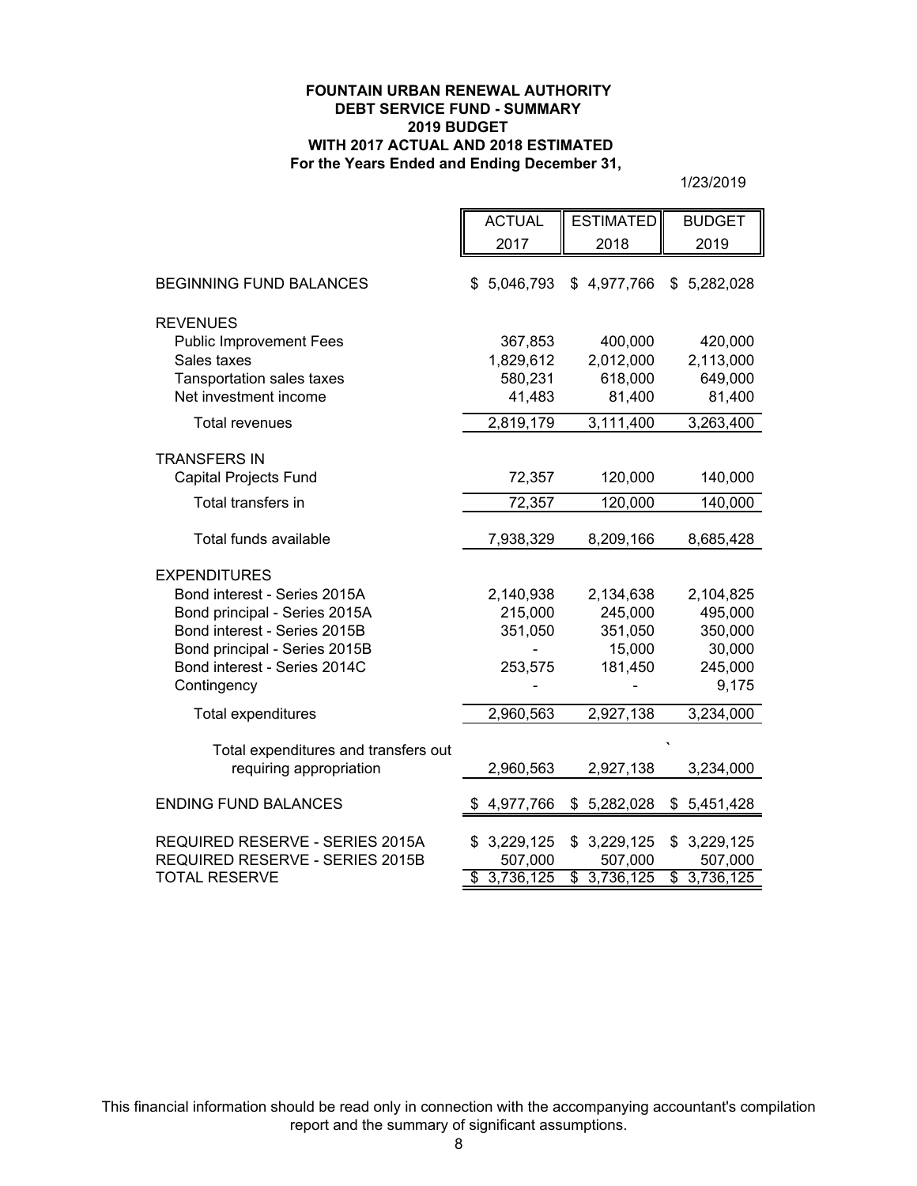**FOUNTAIN URBAN RENEWAL AUTHORITY**
**DEBT SERVICE FUND - SUMMARY**
**2019 BUDGET**
**WITH 2017 ACTUAL AND 2018 ESTIMATED**
**For the Years Ended and Ending December 31,**

1/23/2019

| | ACTUAL 2017 | ESTIMATED 2018 | BUDGET 2019 |
|---|---|---|---|
| BEGINNING FUND BALANCES | $ 5,046,793 | $ 4,977,766 | $ 5,282,028 |
| REVENUES | | | |
| Public Improvement Fees | 367,853 | 400,000 | 420,000 |
| Sales taxes | 1,829,612 | 2,012,000 | 2,113,000 |
| Tansportation sales taxes | 580,231 | 618,000 | 649,000 |
| Net investment income | 41,483 | 81,400 | 81,400 |
| Total revenues | 2,819,179 | 3,111,400 | 3,263,400 |
| TRANSFERS IN | | | |
| Capital Projects Fund | 72,357 | 120,000 | 140,000 |
| Total transfers in | 72,357 | 120,000 | 140,000 |
| Total funds available | 7,938,329 | 8,209,166 | 8,685,428 |
| EXPENDITURES | | | |
| Bond interest - Series 2015A | 2,140,938 | 2,134,638 | 2,104,825 |
| Bond principal - Series 2015A | 215,000 | 245,000 | 495,000 |
| Bond interest - Series 2015B | 351,050 | 351,050 | 350,000 |
| Bond principal - Series 2015B | - | 15,000 | 30,000 |
| Bond interest - Series 2014C | 253,575 | 181,450 | 245,000 |
| Contingency | - | - | 9,175 |
| Total expenditures | 2,960,563 | 2,927,138 | 3,234,000 |
| Total expenditures and transfers out requiring appropriation | 2,960,563 | 2,927,138 | 3,234,000 |
| ENDING FUND BALANCES | $ 4,977,766 | $ 5,282,028 | $ 5,451,428 |
| REQUIRED RESERVE - SERIES 2015A | $ 3,229,125 | $ 3,229,125 | $ 3,229,125 |
| REQUIRED RESERVE - SERIES 2015B | 507,000 | 507,000 | 507,000 |
| TOTAL RESERVE | $ 3,736,125 | $ 3,736,125 | $ 3,736,125 |

This financial information should be read only in connection with the accompanying accountant's compilation report and the summary of significant assumptions.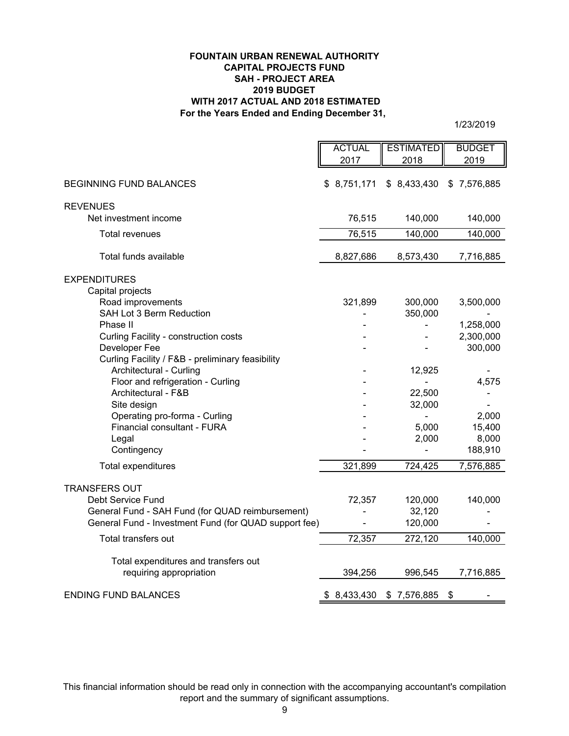**FOUNTAIN URBAN RENEWAL AUTHORITY**
**CAPITAL PROJECTS FUND**
**SAH - PROJECT AREA**
**2019 BUDGET**
**WITH 2017 ACTUAL AND 2018 ESTIMATED**
**For the Years Ended and Ending December 31,**

1/23/2019

| | ACTUAL 2017 | ESTIMATED 2018 | BUDGET 2019 |
|---|---|---|---|
| BEGINNING FUND BALANCES | $ 8,751,171 | $ 8,433,430 | $ 7,576,885 |
| REVENUES | | | |
| Net investment income | 76,515 | 140,000 | 140,000 |
| Total revenues | 76,515 | 140,000 | 140,000 |
| Total funds available | 8,827,686 | 8,573,430 | 7,716,885 |
| EXPENDITURES | | | |
| Capital projects | | | |
| Road improvements | 321,899 | 300,000 | 3,500,000 |
| SAH Lot 3 Berm Reduction | - | 350,000 | - |
| Phase II | - | - | 1,258,000 |
| Curling Facility - construction costs | - | - | 2,300,000 |
| Developer Fee | - | - | 300,000 |
| Curling Facility / F&B - preliminary feasibility | | | |
| Architectural - Curling | - | 12,925 | - |
| Floor and refrigeration - Curling | - | - | 4,575 |
| Architectural - F&B | - | 22,500 | - |
| Site design | - | 32,000 | - |
| Operating pro-forma - Curling | - | - | 2,000 |
| Financial consultant - FURA | - | 5,000 | 15,400 |
| Legal | - | 2,000 | 8,000 |
| Contingency | - | - | 188,910 |
| Total expenditures | 321,899 | 724,425 | 7,576,885 |
| TRANSFERS OUT | | | |
| Debt Service Fund | 72,357 | 120,000 | 140,000 |
| General Fund - SAH Fund (for QUAD reimbursement) | - | 32,120 | - |
| General Fund - Investment Fund (for QUAD support fee) | - | 120,000 | - |
| Total transfers out | 72,357 | 272,120 | 140,000 |
| Total expenditures and transfers out requiring appropriation | 394,256 | 996,545 | 7,716,885 |
| ENDING FUND BALANCES | $ 8,433,430 | $ 7,576,885 | $ - |

This financial information should be read only in connection with the accompanying accountant's compilation report and the summary of significant assumptions.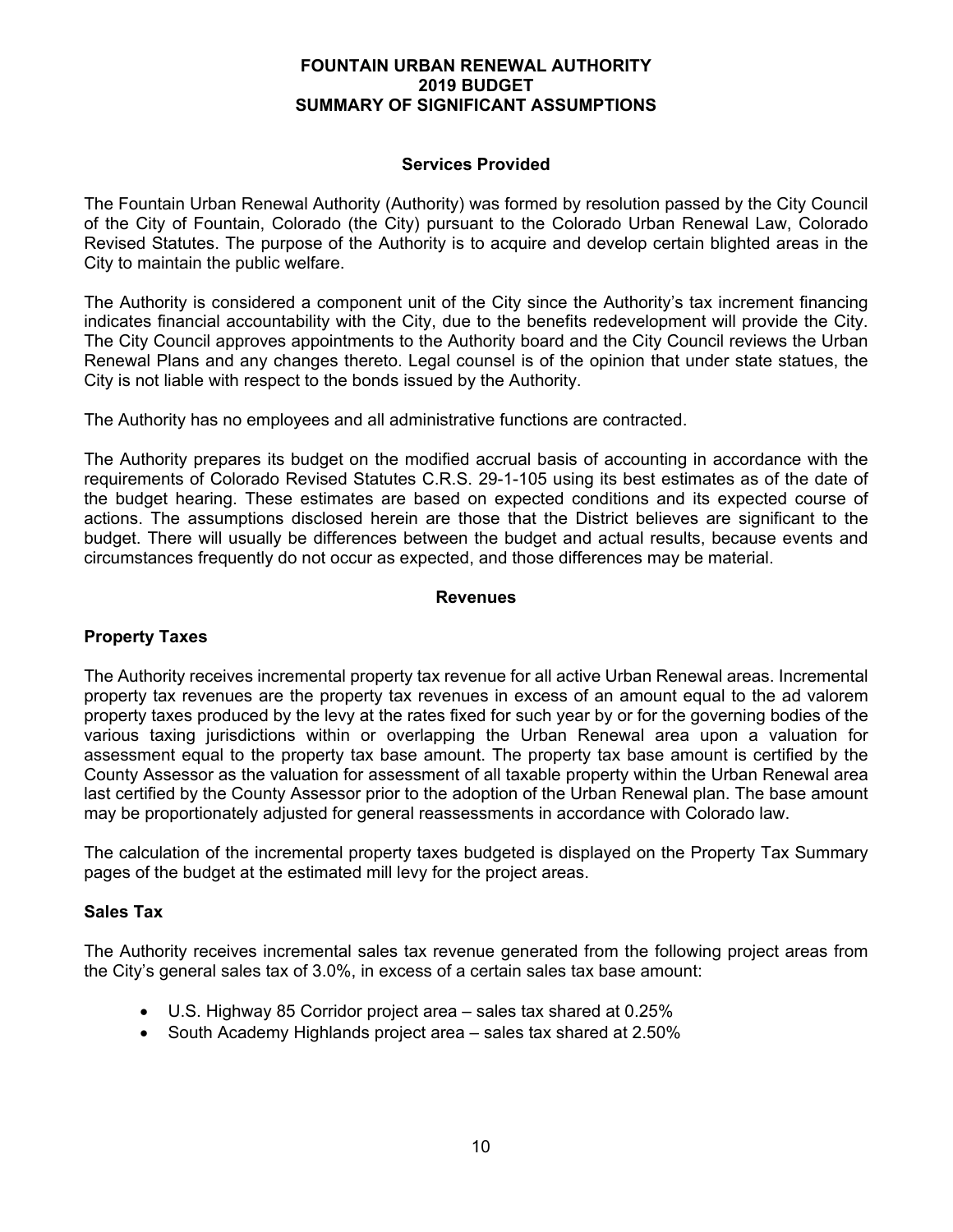# FOUNTAIN URBAN RENEWAL AUTHORITY
# 2019 BUDGET
# SUMMARY OF SIGNIFICANT ASSUMPTIONS

## Services Provided

The Fountain Urban Renewal Authority (Authority) was formed by resolution passed by the City Council of the City of Fountain, Colorado (the City) pursuant to the Colorado Urban Renewal Law, Colorado Revised Statutes. The purpose of the Authority is to acquire and develop certain blighted areas in the City to maintain the public welfare.

The Authority is considered a component unit of the City since the Authority's tax increment financing indicates financial accountability with the City, due to the benefits redevelopment will provide the City. The City Council approves appointments to the Authority board and the City Council reviews the Urban Renewal Plans and any changes thereto. Legal counsel is of the opinion that under state statues, the City is not liable with respect to the bonds issued by the Authority.

The Authority has no employees and all administrative functions are contracted.

The Authority prepares its budget on the modified accrual basis of accounting in accordance with the requirements of Colorado Revised Statutes C.R.S. 29-1-105 using its best estimates as of the date of the budget hearing. These estimates are based on expected conditions and its expected course of actions. The assumptions disclosed herein are those that the District believes are significant to the budget. There will usually be differences between the budget and actual results, because events and circumstances frequently do not occur as expected, and those differences may be material.

## Revenues

### Property Taxes

The Authority receives incremental property tax revenue for all active Urban Renewal areas. Incremental property tax revenues are the property tax revenues in excess of an amount equal to the ad valorem property taxes produced by the levy at the rates fixed for such year by or for the governing bodies of the various taxing jurisdictions within or overlapping the Urban Renewal area upon a valuation for assessment equal to the property tax base amount. The property tax base amount is certified by the County Assessor as the valuation for assessment of all taxable property within the Urban Renewal area last certified by the County Assessor prior to the adoption of the Urban Renewal plan. The base amount may be proportionately adjusted for general reassessments in accordance with Colorado law.

The calculation of the incremental property taxes budgeted is displayed on the Property Tax Summary pages of the budget at the estimated mill levy for the project areas.

### Sales Tax

The Authority receives incremental sales tax revenue generated from the following project areas from the City's general sales tax of 3.0%, in excess of a certain sales tax base amount:

- U.S. Highway 85 Corridor project area – sales tax shared at 0.25%
- South Academy Highlands project area – sales tax shared at 2.50%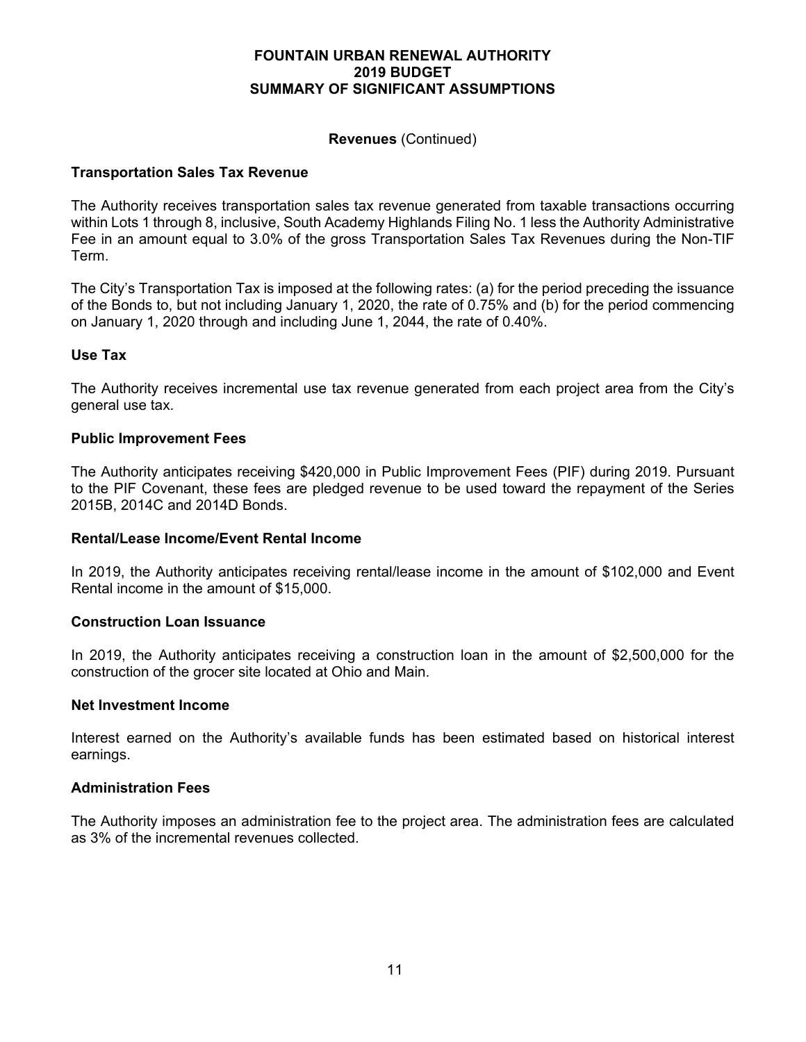# FOUNTAIN URBAN RENEWAL AUTHORITY
## 2019 BUDGET
## SUMMARY OF SIGNIFICANT ASSUMPTIONS

**Revenues** (Continued)

### Transportation Sales Tax Revenue

The Authority receives transportation sales tax revenue generated from taxable transactions occurring within Lots 1 through 8, inclusive, South Academy Highlands Filing No. 1 less the Authority Administrative Fee in an amount equal to 3.0% of the gross Transportation Sales Tax Revenues during the Non-TIF Term.

The City's Transportation Tax is imposed at the following rates: (a) for the period preceding the issuance of the Bonds to, but not including January 1, 2020, the rate of 0.75% and (b) for the period commencing on January 1, 2020 through and including June 1, 2044, the rate of 0.40%.

### Use Tax

The Authority receives incremental use tax revenue generated from each project area from the City's general use tax.

### Public Improvement Fees

The Authority anticipates receiving $420,000 in Public Improvement Fees (PIF) during 2019. Pursuant to the PIF Covenant, these fees are pledged revenue to be used toward the repayment of the Series 2015B, 2014C and 2014D Bonds.

### Rental/Lease Income/Event Rental Income

In 2019, the Authority anticipates receiving rental/lease income in the amount of $102,000 and Event Rental income in the amount of $15,000.

### Construction Loan Issuance

In 2019, the Authority anticipates receiving a construction loan in the amount of $2,500,000 for the construction of the grocer site located at Ohio and Main.

### Net Investment Income

Interest earned on the Authority's available funds has been estimated based on historical interest earnings.

### Administration Fees

The Authority imposes an administration fee to the project area. The administration fees are calculated as 3% of the incremental revenues collected.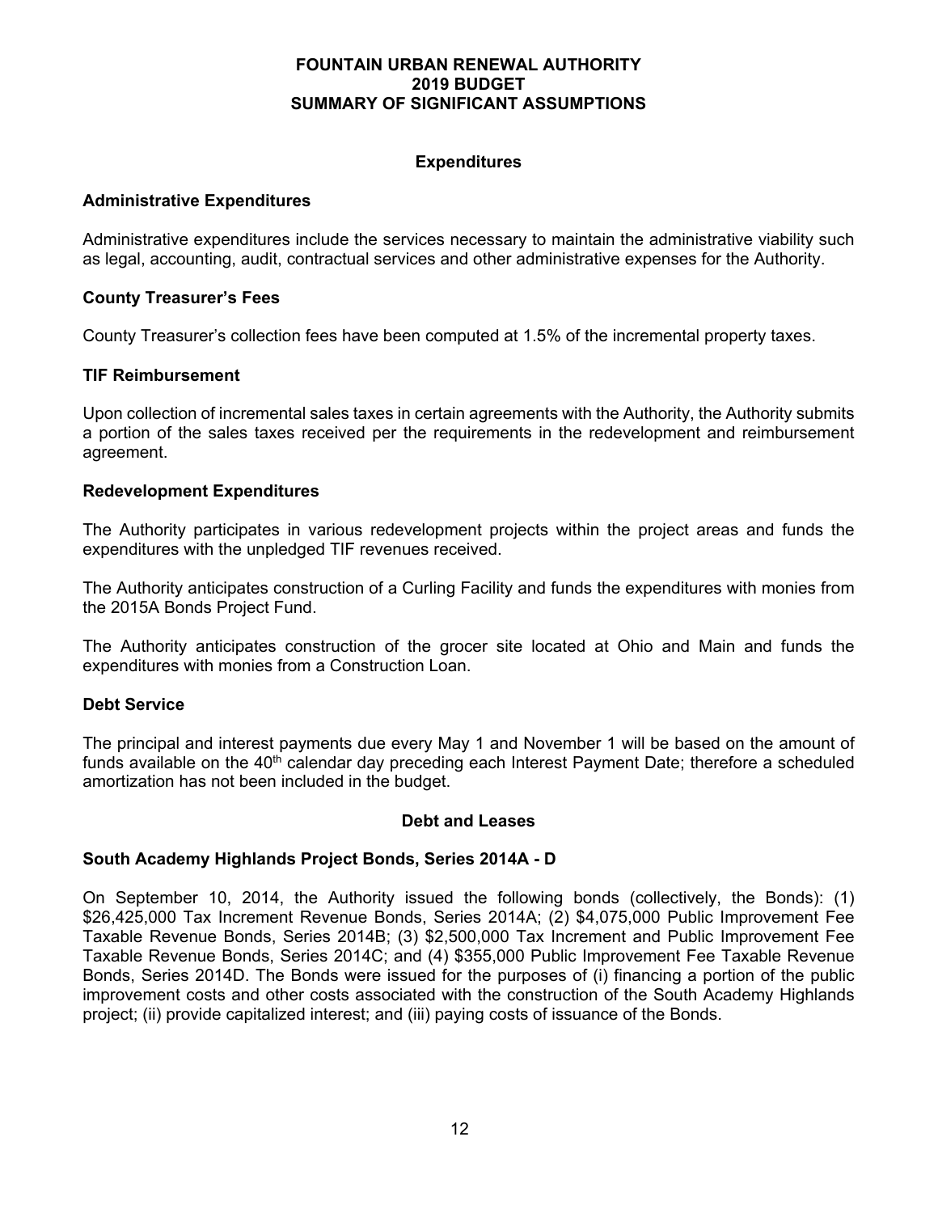# FOUNTAIN URBAN RENEWAL AUTHORITY
## 2019 BUDGET
## SUMMARY OF SIGNIFICANT ASSUMPTIONS

### Expenditures

#### Administrative Expenditures

Administrative expenditures include the services necessary to maintain the administrative viability such as legal, accounting, audit, contractual services and other administrative expenses for the Authority.

#### County Treasurer's Fees

County Treasurer's collection fees have been computed at 1.5% of the incremental property taxes.

#### TIF Reimbursement

Upon collection of incremental sales taxes in certain agreements with the Authority, the Authority submits a portion of the sales taxes received per the requirements in the redevelopment and reimbursement agreement.

#### Redevelopment Expenditures

The Authority participates in various redevelopment projects within the project areas and funds the expenditures with the unpledged TIF revenues received.

The Authority anticipates construction of a Curling Facility and funds the expenditures with monies from the 2015A Bonds Project Fund.

The Authority anticipates construction of the grocer site located at Ohio and Main and funds the expenditures with monies from a Construction Loan.

#### Debt Service

The principal and interest payments due every May 1 and November 1 will be based on the amount of funds available on the 40th calendar day preceding each Interest Payment Date; therefore a scheduled amortization has not been included in the budget.

### Debt and Leases

#### South Academy Highlands Project Bonds, Series 2014A - D

On September 10, 2014, the Authority issued the following bonds (collectively, the Bonds): (1) $26,425,000 Tax Increment Revenue Bonds, Series 2014A; (2) $4,075,000 Public Improvement Fee Taxable Revenue Bonds, Series 2014B; (3) $2,500,000 Tax Increment and Public Improvement Fee Taxable Revenue Bonds, Series 2014C; and (4) $355,000 Public Improvement Fee Taxable Revenue Bonds, Series 2014D. The Bonds were issued for the purposes of (i) financing a portion of the public improvement costs and other costs associated with the construction of the South Academy Highlands project; (ii) provide capitalized interest; and (iii) paying costs of issuance of the Bonds.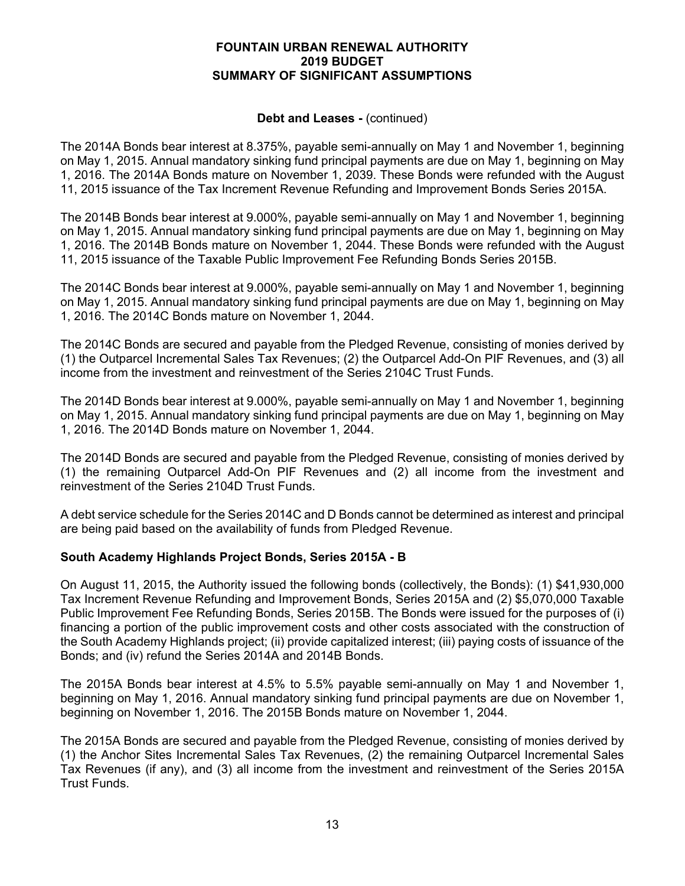# FOUNTAIN URBAN RENEWAL AUTHORITY
## 2019 BUDGET
## SUMMARY OF SIGNIFICANT ASSUMPTIONS

**Debt and Leases -** (continued)

The 2014A Bonds bear interest at 8.375%, payable semi-annually on May 1 and November 1, beginning on May 1, 2015. Annual mandatory sinking fund principal payments are due on May 1, beginning on May 1, 2016. The 2014A Bonds mature on November 1, 2039. These Bonds were refunded with the August 11, 2015 issuance of the Tax Increment Revenue Refunding and Improvement Bonds Series 2015A.

The 2014B Bonds bear interest at 9.000%, payable semi-annually on May 1 and November 1, beginning on May 1, 2015. Annual mandatory sinking fund principal payments are due on May 1, beginning on May 1, 2016. The 2014B Bonds mature on November 1, 2044. These Bonds were refunded with the August 11, 2015 issuance of the Taxable Public Improvement Fee Refunding Bonds Series 2015B.

The 2014C Bonds bear interest at 9.000%, payable semi-annually on May 1 and November 1, beginning on May 1, 2015. Annual mandatory sinking fund principal payments are due on May 1, beginning on May 1, 2016. The 2014C Bonds mature on November 1, 2044.

The 2014C Bonds are secured and payable from the Pledged Revenue, consisting of monies derived by (1) the Outparcel Incremental Sales Tax Revenues; (2) the Outparcel Add-On PIF Revenues, and (3) all income from the investment and reinvestment of the Series 2104C Trust Funds.

The 2014D Bonds bear interest at 9.000%, payable semi-annually on May 1 and November 1, beginning on May 1, 2015. Annual mandatory sinking fund principal payments are due on May 1, beginning on May 1, 2016. The 2014D Bonds mature on November 1, 2044.

The 2014D Bonds are secured and payable from the Pledged Revenue, consisting of monies derived by (1) the remaining Outparcel Add-On PIF Revenues and (2) all income from the investment and reinvestment of the Series 2104D Trust Funds.

A debt service schedule for the Series 2014C and D Bonds cannot be determined as interest and principal are being paid based on the availability of funds from Pledged Revenue.

**South Academy Highlands Project Bonds, Series 2015A - B**

On August 11, 2015, the Authority issued the following bonds (collectively, the Bonds): (1) $41,930,000 Tax Increment Revenue Refunding and Improvement Bonds, Series 2015A and (2) $5,070,000 Taxable Public Improvement Fee Refunding Bonds, Series 2015B. The Bonds were issued for the purposes of (i) financing a portion of the public improvement costs and other costs associated with the construction of the South Academy Highlands project; (ii) provide capitalized interest; (iii) paying costs of issuance of the Bonds; and (iv) refund the Series 2014A and 2014B Bonds.

The 2015A Bonds bear interest at 4.5% to 5.5% payable semi-annually on May 1 and November 1, beginning on May 1, 2016. Annual mandatory sinking fund principal payments are due on November 1, beginning on November 1, 2016. The 2015B Bonds mature on November 1, 2044.

The 2015A Bonds are secured and payable from the Pledged Revenue, consisting of monies derived by (1) the Anchor Sites Incremental Sales Tax Revenues, (2) the remaining Outparcel Incremental Sales Tax Revenues (if any), and (3) all income from the investment and reinvestment of the Series 2015A Trust Funds.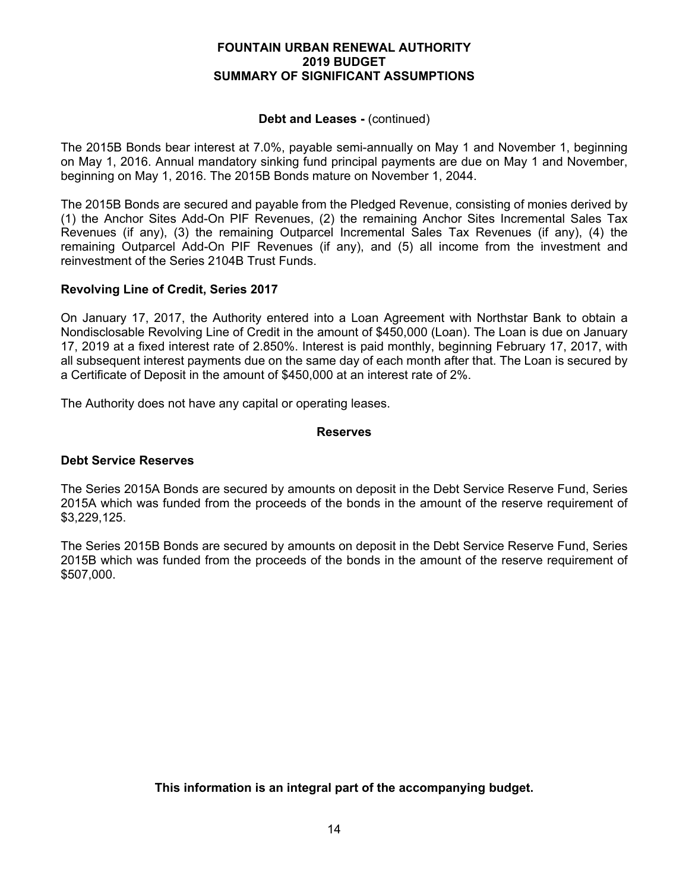# FOUNTAIN URBAN RENEWAL AUTHORITY
## 2019 BUDGET
## SUMMARY OF SIGNIFICANT ASSUMPTIONS

### Debt and Leases - (continued)

The 2015B Bonds bear interest at 7.0%, payable semi-annually on May 1 and November 1, beginning on May 1, 2016. Annual mandatory sinking fund principal payments are due on May 1 and November, beginning on May 1, 2016. The 2015B Bonds mature on November 1, 2044.

The 2015B Bonds are secured and payable from the Pledged Revenue, consisting of monies derived by (1) the Anchor Sites Add-On PIF Revenues, (2) the remaining Anchor Sites Incremental Sales Tax Revenues (if any), (3) the remaining Outparcel Incremental Sales Tax Revenues (if any), (4) the remaining Outparcel Add-On PIF Revenues (if any), and (5) all income from the investment and reinvestment of the Series 2104B Trust Funds.

**Revolving Line of Credit, Series 2017**

On January 17, 2017, the Authority entered into a Loan Agreement with Northstar Bank to obtain a Nondisclosable Revolving Line of Credit in the amount of $450,000 (Loan). The Loan is due on January 17, 2019 at a fixed interest rate of 2.850%. Interest is paid monthly, beginning February 17, 2017, with all subsequent interest payments due on the same day of each month after that. The Loan is secured by a Certificate of Deposit in the amount of $450,000 at an interest rate of 2%.

The Authority does not have any capital or operating leases.

### Reserves

**Debt Service Reserves**

The Series 2015A Bonds are secured by amounts on deposit in the Debt Service Reserve Fund, Series 2015A which was funded from the proceeds of the bonds in the amount of the reserve requirement of $3,229,125.

The Series 2015B Bonds are secured by amounts on deposit in the Debt Service Reserve Fund, Series 2015B which was funded from the proceeds of the bonds in the amount of the reserve requirement of $507,000.

**This information is an integral part of the accompanying budget.**